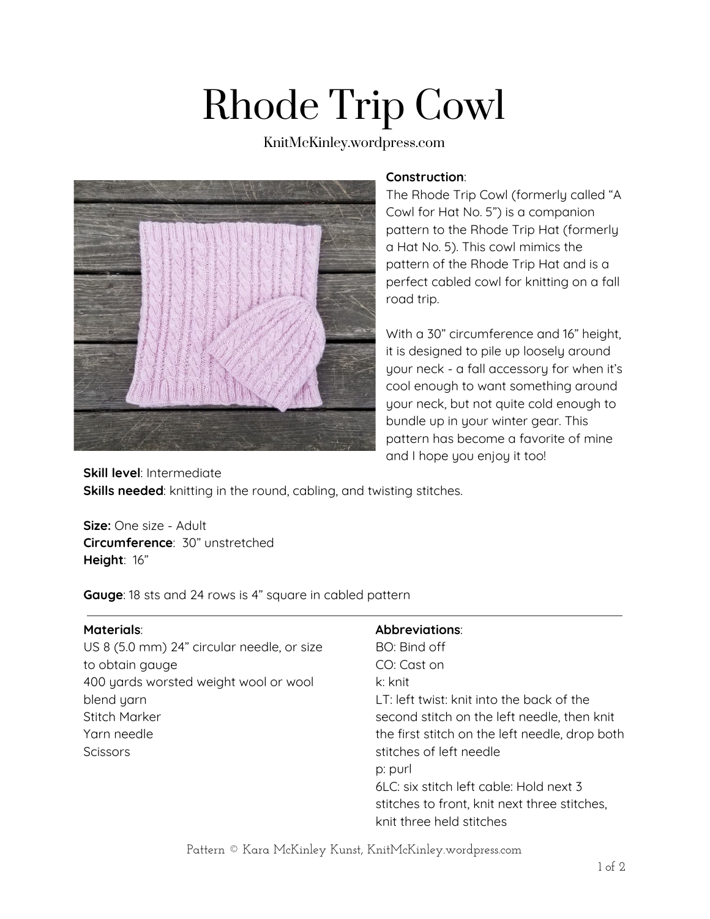# Rhode Trip Cowl

KnitMcKinley.wordpress.com

**Construction**:
The Rhode Trip Cowl (formerly called "A Cowl for Hat No. 5") is a companion pattern to the Rhode Trip Hat (formerly a Hat No. 5). This cowl mimics the pattern of the Rhode Trip Hat and is a perfect cabled cowl for knitting on a fall road trip.

With a 30" circumference and 16" height, it is designed to pile up loosely around your neck - a fall accessory for when it's cool enough to want something around your neck, but not quite cold enough to bundle up in your winter gear. This pattern has become a favorite of mine and I hope you enjoy it too!

**Skill level**: Intermediate
**Skills needed**: knitting in the round, cabling, and twisting stitches.

**Size:** One size - Adult
**Circumference**: 30" unstretched
**Height**: 16"

**Gauge**: 18 sts and 24 rows is 4" square in cabled pattern

---

**Materials**:
US 8 (5.0 mm) 24" circular needle, or size to obtain gauge
400 yards worsted weight wool or wool blend yarn
Stitch Marker
Yarn needle
Scissors

**Abbreviations**:
BO: Bind off
CO: Cast on
k: knit
LT: left twist: knit into the back of the second stitch on the left needle, then knit the first stitch on the left needle, drop both stitches of left needle
p: purl
6LC: six stitch left cable: Hold next 3 stitches to front, knit next three stitches, knit three held stitches

Pattern © Kara McKinley Kunst, KnitMcKinley.wordpress.com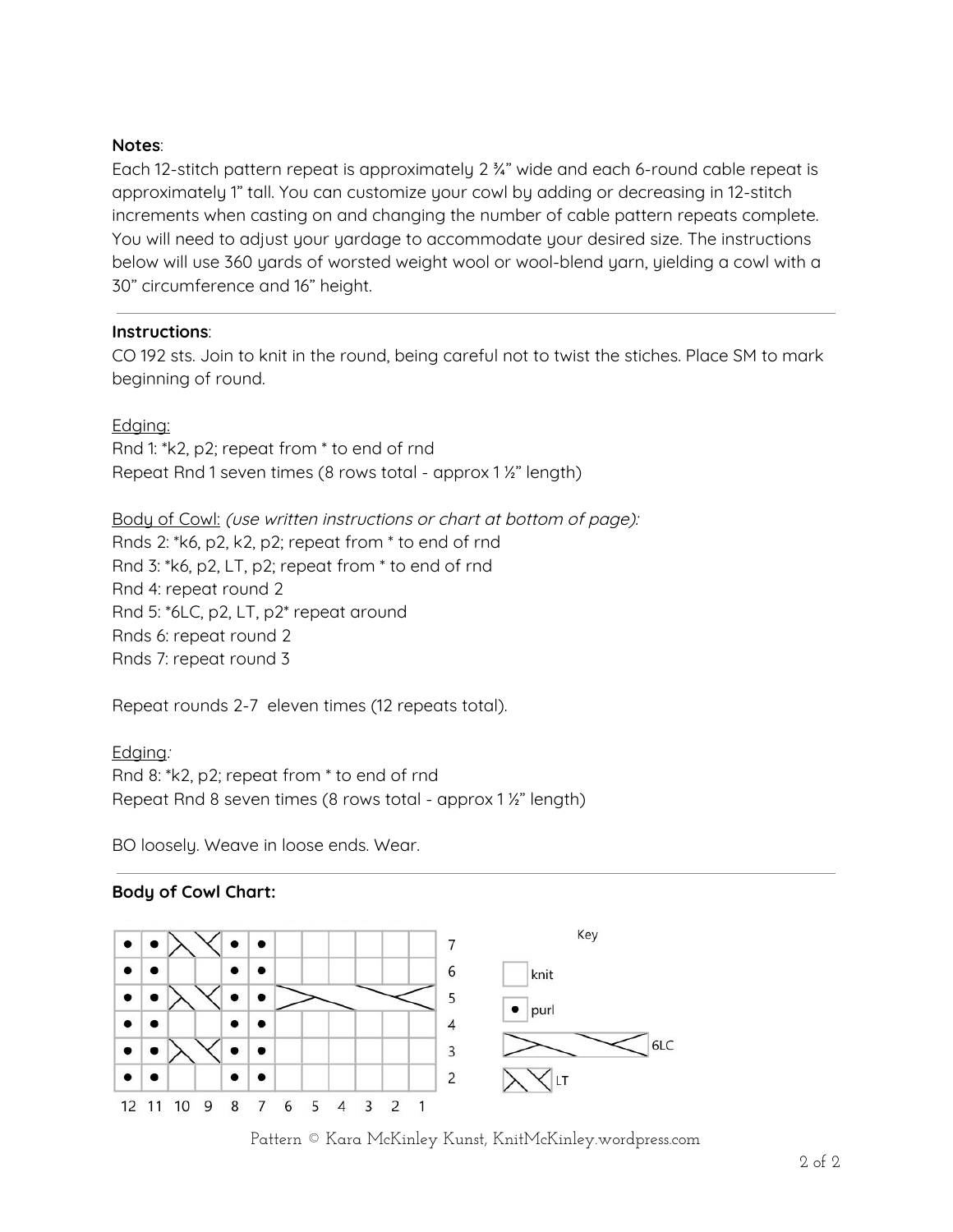**Notes**:

Each 12-stitch pattern repeat is approximately 2 ¾" wide and each 6-round cable repeat is approximately 1" tall. You can customize your cowl by adding or decreasing in 12-stitch increments when casting on and changing the number of cable pattern repeats complete. You will need to adjust your yardage to accommodate your desired size. The instructions below will use 360 yards of worsted weight wool or wool-blend yarn, yielding a cowl with a 30" circumference and 16" height.

---

**Instructions**:

CO 192 sts. Join to knit in the round, being careful not to twist the stiches. Place SM to mark beginning of round.

<u>Edging:</u>

Rnd 1: *k2, p2; repeat from * to end of rnd

Repeat Rnd 1 seven times (8 rows total - approx 1 ½" length)

<u>Body of Cowl:</u> *(use written instructions or chart at bottom of page):*

Rnds 2: *k6, p2, k2, p2; repeat from * to end of rnd

Rnd 3: *k6, p2, LT, p2; repeat from * to end of rnd

Rnd 4: repeat round 2

Rnd 5: *6LC, p2, LT, p2* repeat around

Rnds 6: repeat round 2

Rnds 7: repeat round 3

Repeat rounds 2-7 eleven times (12 repeats total).

<u>Edging</u>*:*

Rnd 8: *k2, p2; repeat from * to end of rnd

Repeat Rnd 8 seven times (8 rows total - approx 1 ½" length)

BO loosely. Weave in loose ends. Wear.

---

**Body of Cowl Chart:**

7
6
5
4
3
2

12 11 10 9 8 7 6 5 4 3 2 1

Key

knit

purl

6LC

LT